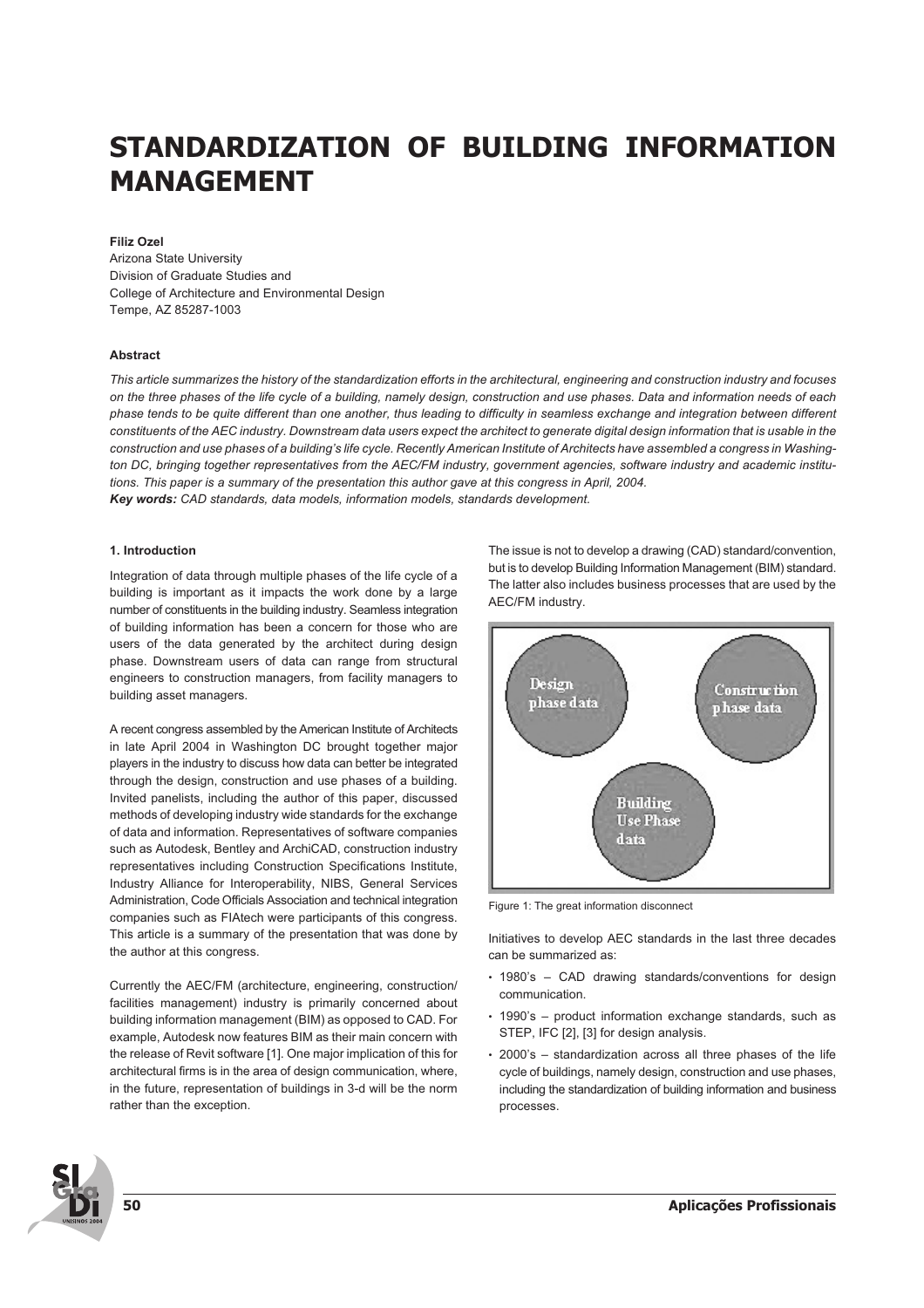# STANDARDIZATION OF BUILDING INFORMATION MANAGEMENT

**Filiz Ozel**
Arizona State University
Division of Graduate Studies and
College of Architecture and Environmental Design
Tempe, AZ 85287-1003

**Abstract**

*This article summarizes the history of the standardization efforts in the architectural, engineering and construction industry and focuses on the three phases of the life cycle of a building, namely design, construction and use phases. Data and information needs of each phase tends to be quite different than one another, thus leading to difficulty in seamless exchange and integration between different constituents of the AEC industry. Downstream data users expect the architect to generate digital design information that is usable in the construction and use phases of a building's life cycle. Recently American Institute of Architects have assembled a congress in Washington DC, bringing together representatives from the AEC/FM industry, government agencies, software industry and academic institutions. This paper is a summary of the presentation this author gave at this congress in April, 2004.*

***Key words:*** *CAD standards, data models, information models, standards development.*

**1. Introduction**

Integration of data through multiple phases of the life cycle of a building is important as it impacts the work done by a large number of constituents in the building industry. Seamless integration of building information has been a concern for those who are users of the data generated by the architect during design phase. Downstream users of data can range from structural engineers to construction managers, from facility managers to building asset managers.

A recent congress assembled by the American Institute of Architects in late April 2004 in Washington DC brought together major players in the industry to discuss how data can better be integrated through the design, construction and use phases of a building. Invited panelists, including the author of this paper, discussed methods of developing industry wide standards for the exchange of data and information. Representatives of software companies such as Autodesk, Bentley and ArchiCAD, construction industry representatives including Construction Specifications Institute, Industry Alliance for Interoperability, NIBS, General Services Administration, Code Officials Association and technical integration companies such as FIAtech were participants of this congress. This article is a summary of the presentation that was done by the author at this congress.

Currently the AEC/FM (architecture, engineering, construction/facilities management) industry is primarily concerned about building information management (BIM) as opposed to CAD. For example, Autodesk now features BIM as their main concern with the release of Revit software [1]. One major implication of this for architectural firms is in the area of design communication, where, in the future, representation of buildings in 3-d will be the norm rather than the exception.

The issue is not to develop a drawing (CAD) standard/convention, but is to develop Building Information Management (BIM) standard. The latter also includes business processes that are used by the AEC/FM industry.

Figure 1: The great information disconnect

Initiatives to develop AEC standards in the last three decades can be summarized as:

- 1980's – CAD drawing standards/conventions for design communication.
- 1990's – product information exchange standards, such as STEP, IFC [2], [3] for design analysis.
- 2000's – standardization across all three phases of the life cycle of buildings, namely design, construction and use phases, including the standardization of building information and business processes.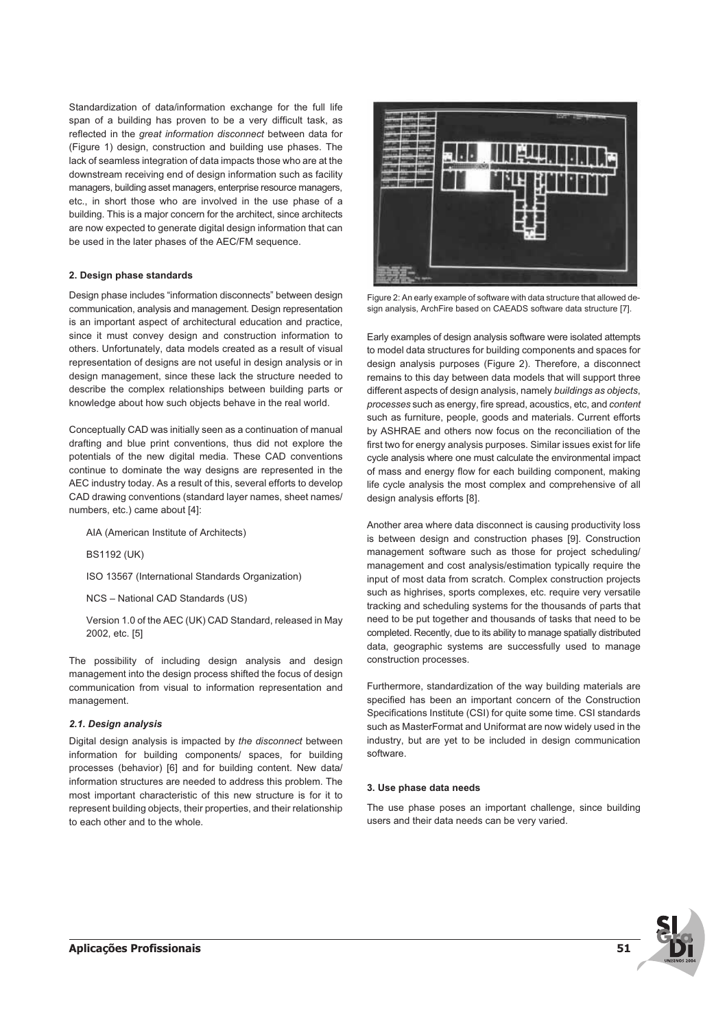Standardization of data/information exchange for the full life span of a building has proven to be a very difficult task, as reflected in the *great information disconnect* between data for (Figure 1) design, construction and building use phases. The lack of seamless integration of data impacts those who are at the downstream receiving end of design information such as facility managers, building asset managers, enterprise resource managers, etc., in short those who are involved in the use phase of a building. This is a major concern for the architect, since architects are now expected to generate digital design information that can be used in the later phases of the AEC/FM sequence.

**2. Design phase standards**

Design phase includes "information disconnects" between design communication, analysis and management. Design representation is an important aspect of architectural education and practice, since it must convey design and construction information to others. Unfortunately, data models created as a result of visual representation of designs are not useful in design analysis or in design management, since these lack the structure needed to describe the complex relationships between building parts or knowledge about how such objects behave in the real world.

Conceptually CAD was initially seen as a continuation of manual drafting and blue print conventions, thus did not explore the potentials of the new digital media. These CAD conventions continue to dominate the way designs are represented in the AEC industry today. As a result of this, several efforts to develop CAD drawing conventions (standard layer names, sheet names/ numbers, etc.) came about [4]:

AIA (American Institute of Architects)

BS1192 (UK)

ISO 13567 (International Standards Organization)

NCS – National CAD Standards (US)

Version 1.0 of the AEC (UK) CAD Standard, released in May 2002, etc. [5]

The possibility of including design analysis and design management into the design process shifted the focus of design communication from visual to information representation and management.

***2.1. Design analysis***

Digital design analysis is impacted by *the disconnect* between information for building components/ spaces, for building processes (behavior) [6] and for building content. New data/ information structures are needed to address this problem. The most important characteristic of this new structure is for it to represent building objects, their properties, and their relationship to each other and to the whole.

Figure 2: An early example of software with data structure that allowed design analysis, ArchFire based on CAEADS software data structure [7].

Early examples of design analysis software were isolated attempts to model data structures for building components and spaces for design analysis purposes (Figure 2). Therefore, a disconnect remains to this day between data models that will support three different aspects of design analysis, namely *buildings as objects*, *processes* such as energy, fire spread, acoustics, etc, and *content* such as furniture, people, goods and materials. Current efforts by ASHRAE and others now focus on the reconciliation of the first two for energy analysis purposes. Similar issues exist for life cycle analysis where one must calculate the environmental impact of mass and energy flow for each building component, making life cycle analysis the most complex and comprehensive of all design analysis efforts [8].

Another area where data disconnect is causing productivity loss is between design and construction phases [9]. Construction management software such as those for project scheduling/ management and cost analysis/estimation typically require the input of most data from scratch. Complex construction projects such as highrises, sports complexes, etc. require very versatile tracking and scheduling systems for the thousands of parts that need to be put together and thousands of tasks that need to be completed. Recently, due to its ability to manage spatially distributed data, geographic systems are successfully used to manage construction processes.

Furthermore, standardization of the way building materials are specified has been an important concern of the Construction Specifications Institute (CSI) for quite some time. CSI standards such as MasterFormat and Uniformat are now widely used in the industry, but are yet to be included in design communication software.

**3. Use phase data needs**

The use phase poses an important challenge, since building users and their data needs can be very varied.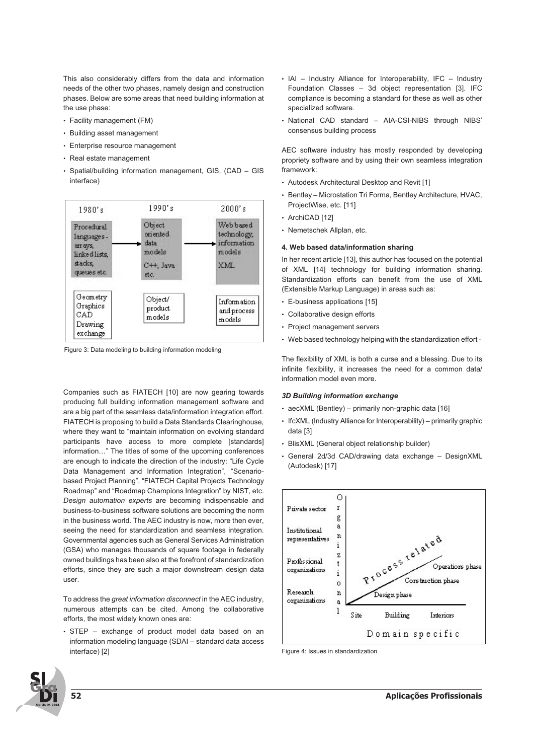This also considerably differs from the data and information needs of the other two phases, namely design and construction phases. Below are some areas that need building information at the use phase:

- Facility management (FM)
- Building asset management
- Enterprise resource management
- Real estate management
- Spatial/building information management, GIS, (CAD – GIS interface)

Figure 3: Data modeling to building information modeling

Companies such as FIATECH [10] are now gearing towards producing full building information management software and are a big part of the seamless data/information integration effort. FIATECH is proposing to build a Data Standards Clearinghouse, where they want to "maintain information on evolving standard participants have access to more complete [standards] information…" The titles of some of the upcoming conferences are enough to indicate the direction of the industry: "Life Cycle Data Management and Information Integration", "Scenario-based Project Planning", "FIATECH Capital Projects Technology Roadmap" and "Roadmap Champions Integration" by NIST, etc. *Design automation experts* are becoming indispensable and business-to-business software solutions are becoming the norm in the business world. The AEC industry is now, more then ever, seeing the need for standardization and seamless integration. Governmental agencies such as General Services Administration (GSA) who manages thousands of square footage in federally owned buildings has been also at the forefront of standardization efforts, since they are such a major downstream design data user.

To address the *great information disconnect* in the AEC industry, numerous attempts can be cited. Among the collaborative efforts, the most widely known ones are:

- STEP – exchange of product model data based on an information modeling language (SDAI – standard data access interface) [2]
- IAI – Industry Alliance for Interoperability, IFC – Industry Foundation Classes – 3d object representation [3]. IFC compliance is becoming a standard for these as well as other specialized software.
- National CAD standard – AIA-CSI-NIBS through NIBS' consensus building process

AEC software industry has mostly responded by developing propriety software and by using their own seamless integration framework:

- Autodesk Architectural Desktop and Revit [1]
- Bentley – Microstation Tri Forma, Bentley Architecture, HVAC, ProjectWise, etc. [11]
- ArchiCAD [12]
- Nemetschek Allplan, etc.

#### 4. Web based data/information sharing

In her recent article [13], this author has focused on the potential of XML [14] technology for building information sharing. Standardization efforts can benefit from the use of XML (Extensible Markup Language) in areas such as:

- E-business applications [15]
- Collaborative design efforts
- Project management servers
- Web based technology helping with the standardization effort -

The flexibility of XML is both a curse and a blessing. Due to its infinite flexibility, it increases the need for a common data/ information model even more.

#### *3D Building information exchange*

- aecXML (Bentley) – primarily non-graphic data [16]
- IfcXML (Industry Alliance for Interoperability) – primarily graphic data [3]
- BlisXML (General object relationship builder)
- General 2d/3d CAD/drawing data exchange – DesignXML (Autodesk) [17]

Figure 4: Issues in standardization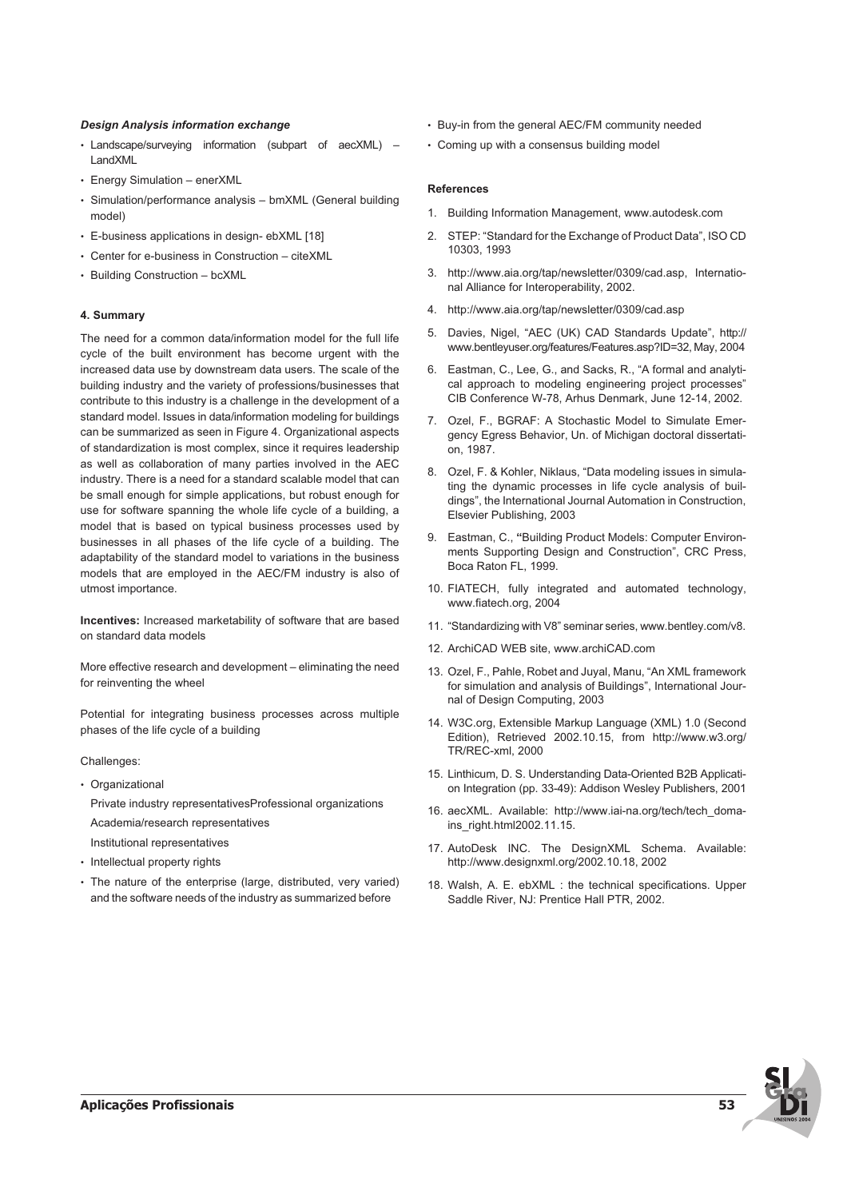*Design Analysis information exchange*

- Landscape/surveying information (subpart of aecXML) – LandXML
- Energy Simulation – enerXML
- Simulation/performance analysis – bmXML (General building model)
- E-business applications in design- ebXML [18]
- Center for e-business in Construction – citeXML
- Building Construction – bcXML

**4. Summary**

The need for a common data/information model for the full life cycle of the built environment has become urgent with the increased data use by downstream data users. The scale of the building industry and the variety of professions/businesses that contribute to this industry is a challenge in the development of a standard model. Issues in data/information modeling for buildings can be summarized as seen in Figure 4. Organizational aspects of standardization is most complex, since it requires leadership as well as collaboration of many parties involved in the AEC industry. There is a need for a standard scalable model that can be small enough for simple applications, but robust enough for use for software spanning the whole life cycle of a building, a model that is based on typical business processes used by businesses in all phases of the life cycle of a building. The adaptability of the standard model to variations in the business models that are employed in the AEC/FM industry is also of utmost importance.

**Incentives:** Increased marketability of software that are based on standard data models

More effective research and development – eliminating the need for reinventing the wheel

Potential for integrating business processes across multiple phases of the life cycle of a building

Challenges:

- Organizational

  Private industry representativesProfessional organizations

  Academia/research representatives

  Institutional representatives
- Intellectual property rights
- The nature of the enterprise (large, distributed, very varied) and the software needs of the industry as summarized before
- Buy-in from the general AEC/FM community needed
- Coming up with a consensus building model

**References**

1. Building Information Management, www.autodesk.com
2. STEP: "Standard for the Exchange of Product Data", ISO CD 10303, 1993
3. http://www.aia.org/tap/newsletter/0309/cad.asp, International Alliance for Interoperability, 2002.
4. http://www.aia.org/tap/newsletter/0309/cad.asp
5. Davies, Nigel, "AEC (UK) CAD Standards Update", http://www.bentleyuser.org/features/Features.asp?ID=32, May, 2004
6. Eastman, C., Lee, G., and Sacks, R., "A formal and analytical approach to modeling engineering project processes" CIB Conference W-78, Arhus Denmark, June 12-14, 2002.
7. Ozel, F., BGRAF: A Stochastic Model to Simulate Emergency Egress Behavior, Un. of Michigan doctoral dissertation, 1987.
8. Ozel, F. & Kohler, Niklaus, "Data modeling issues in simulating the dynamic processes in life cycle analysis of buildings", the International Journal Automation in Construction, Elsevier Publishing, 2003
9. Eastman, C., "Building Product Models: Computer Environments Supporting Design and Construction", CRC Press, Boca Raton FL, 1999.
10. FIATECH, fully integrated and automated technology, www.fiatech.org, 2004
11. "Standardizing with V8" seminar series, www.bentley.com/v8.
12. ArchiCAD WEB site, www.archiCAD.com
13. Ozel, F., Pahle, Robet and Juyal, Manu, "An XML framework for simulation and analysis of Buildings", International Journal of Design Computing, 2003
14. W3C.org, Extensible Markup Language (XML) 1.0 (Second Edition), Retrieved 2002.10.15, from http://www.w3.org/TR/REC-xml, 2000
15. Linthicum, D. S. Understanding Data-Oriented B2B Application Integration (pp. 33-49): Addison Wesley Publishers, 2001
16. aecXML. Available: http://www.iai-na.org/tech/tech_domains_right.html2002.11.15.
17. AutoDesk INC. The DesignXML Schema. Available: http://www.designxml.org/2002.10.18, 2002
18. Walsh, A. E. ebXML : the technical specifications. Upper Saddle River, NJ: Prentice Hall PTR, 2002.